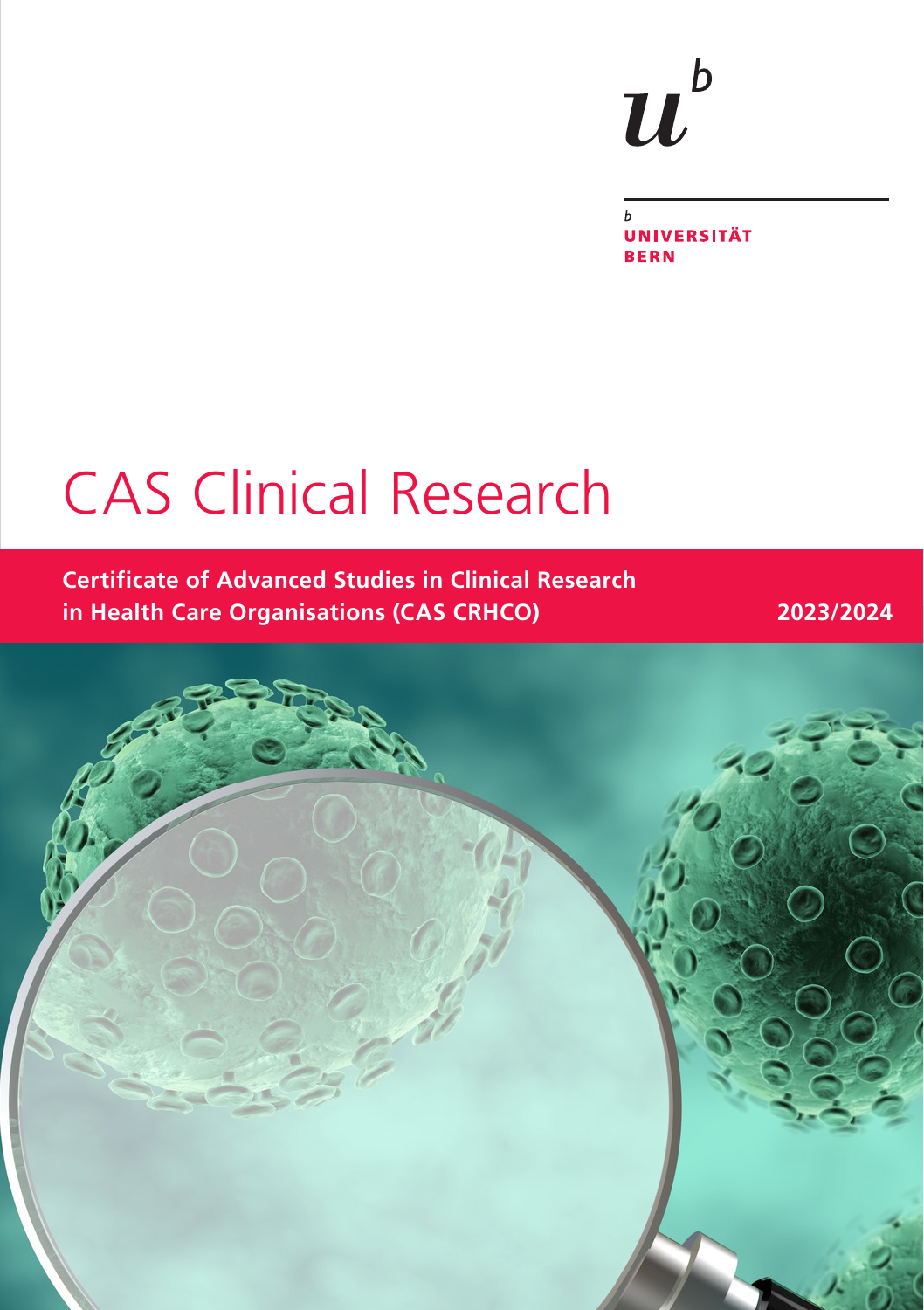UNIVERSITÄT BERN

# CAS Clinical Research

**Certificate of Advanced Studies in Clinical Research in Health Care Organisations (CAS CRHCO)**

**2023/2024**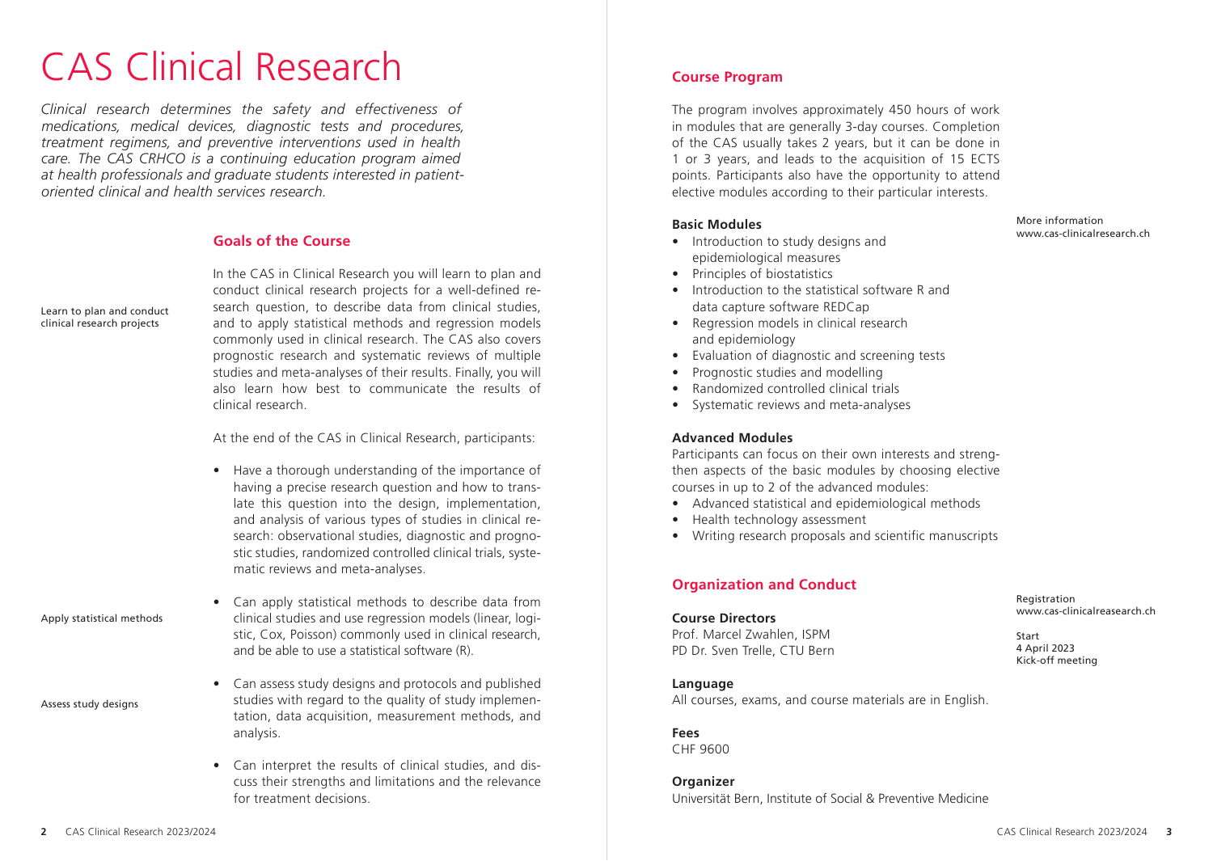# CAS Clinical Research

*Clinical research determines the safety and effectiveness of medications, medical devices, diagnostic tests and procedures, treatment regimens, and preventive interventions used in health care. The CAS CRHCO is a continuing education program aimed at health professionals and graduate students interested in patient-oriented clinical and health services research.*

## Goals of the Course

Learn to plan and conduct clinical research projects

In the CAS in Clinical Research you will learn to plan and conduct clinical research projects for a well-defined research question, to describe data from clinical studies, and to apply statistical methods and regression models commonly used in clinical research. The CAS also covers prognostic research and systematic reviews of multiple studies and meta-analyses of their results. Finally, you will also learn how best to communicate the results of clinical research.

At the end of the CAS in Clinical Research, participants:

- Have a thorough understanding of the importance of having a precise research question and how to translate this question into the design, implementation, and analysis of various types of studies in clinical research: observational studies, diagnostic and prognostic studies, randomized controlled clinical trials, systematic reviews and meta-analyses.

Apply statistical methods

- Can apply statistical methods to describe data from clinical studies and use regression models (linear, logistic, Cox, Poisson) commonly used in clinical research, and be able to use a statistical software (R).

Assess study designs

- Can assess study designs and protocols and published studies with regard to the quality of study implementation, data acquisition, measurement methods, and analysis.
- Can interpret the results of clinical studies, and discuss their strengths and limitations and the relevance for treatment decisions.

## Course Program

The program involves approximately 450 hours of work in modules that are generally 3-day courses. Completion of the CAS usually takes 2 years, but it can be done in 1 or 3 years, and leads to the acquisition of 15 ECTS points. Participants also have the opportunity to attend elective modules according to their particular interests.

More information
www.cas-clinicalresearch.ch

**Basic Modules**

- Introduction to study designs and epidemiological measures
- Principles of biostatistics
- Introduction to the statistical software R and data capture software REDCap
- Regression models in clinical research and epidemiology
- Evaluation of diagnostic and screening tests
- Prognostic studies and modelling
- Randomized controlled clinical trials
- Systematic reviews and meta-analyses

**Advanced Modules**

Participants can focus on their own interests and strengthen aspects of the basic modules by choosing elective courses in up to 2 of the advanced modules:

- Advanced statistical and epidemiological methods
- Health technology assessment
- Writing research proposals and scientific manuscripts

## Organization and Conduct

Registration
www.cas-clinicalreasearch.ch

Start
4 April 2023
Kick-off meeting

**Course Directors**
Prof. Marcel Zwahlen, ISPM
PD Dr. Sven Trelle, CTU Bern

**Language**
All courses, exams, and course materials are in English.

**Fees**
CHF 9600

**Organizer**
Universität Bern, Institute of Social & Preventive Medicine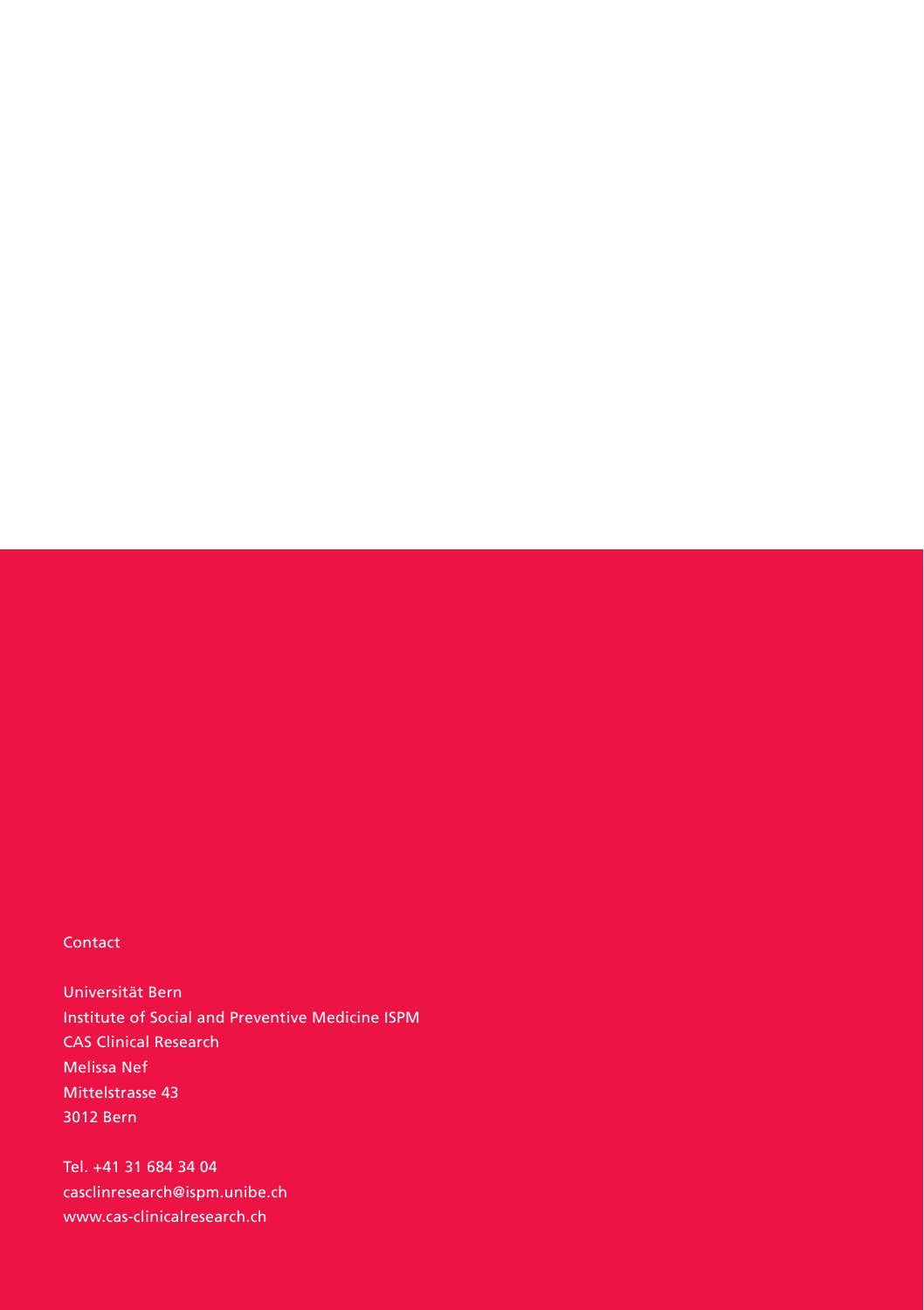Contact

Universität Bern
Institute of Social and Preventive Medicine ISPM
CAS Clinical Research
Melissa Nef
Mittelstrasse 43
3012 Bern

Tel. +41 31 684 34 04
casclinresearch@ispm.unibe.ch
www.cas-clinicalresearch.ch